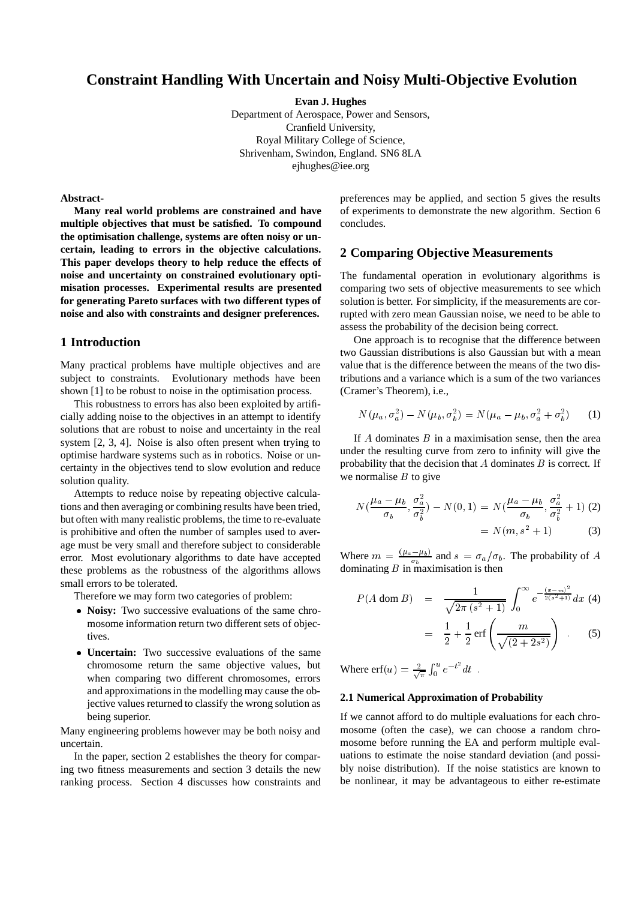# Constraint Handling With Uncertain and Noisy Multi-Objective Evolution

**Evan J. Hughes**
Department of Aerospace, Power and Sensors,
Cranfield University,
Royal Military College of Science,
Shrivenham, Swindon, England. SN6 8LA
ejhughes@iee.org

**Abstract-**

**Many real world problems are constrained and have multiple objectives that must be satisfied. To compound the optimisation challenge, systems are often noisy or uncertain, leading to errors in the objective calculations. This paper develops theory to help reduce the effects of noise and uncertainty on constrained evolutionary optimisation processes. Experimental results are presented for generating Pareto surfaces with two different types of noise and also with constraints and designer preferences.**

## 1 Introduction

Many practical problems have multiple objectives and are subject to constraints. Evolutionary methods have been shown [1] to be robust to noise in the optimisation process.

This robustness to errors has also been exploited by artificially adding noise to the objectives in an attempt to identify solutions that are robust to noise and uncertainty in the real system [2, 3, 4]. Noise is also often present when trying to optimise hardware systems such as in robotics. Noise or uncertainty in the objectives tend to slow evolution and reduce solution quality.

Attempts to reduce noise by repeating objective calculations and then averaging or combining results have been tried, but often with many realistic problems, the time to re-evaluate is prohibitive and often the number of samples used to average must be very small and therefore subject to considerable error. Most evolutionary algorithms to date have accepted these problems as the robustness of the algorithms allows small errors to be tolerated.

Therefore we may form two categories of problem:

- **Noisy:** Two successive evaluations of the same chromosome information return two different sets of objectives.
- **Uncertain:** Two successive evaluations of the same chromosome return the same objective values, but when comparing two different chromosomes, errors and approximations in the modelling may cause the objective values returned to classify the wrong solution as being superior.

Many engineering problems however may be both noisy and uncertain.

In the paper, section 2 establishes the theory for comparing two fitness measurements and section 3 details the new ranking process. Section 4 discusses how constraints and preferences may be applied, and section 5 gives the results of experiments to demonstrate the new algorithm. Section 6 concludes.

## 2 Comparing Objective Measurements

The fundamental operation in evolutionary algorithms is comparing two sets of objective measurements to see which solution is better. For simplicity, if the measurements are corrupted with zero mean Gaussian noise, we need to be able to assess the probability of the decision being correct.

One approach is to recognise that the difference between two Gaussian distributions is also Gaussian but with a mean value that is the difference between the means of the two distributions and a variance which is a sum of the two variances (Cramer's Theorem), i.e.,

$$N(\mu_a, \sigma_a^2) - N(\mu_b, \sigma_b^2) = N(\mu_a - \mu_b, \sigma_a^2 + \sigma_b^2) \qquad (1)$$

If $A$ dominates $B$ in a maximisation sense, then the area under the resulting curve from zero to infinity will give the probability that the decision that $A$ dominates $B$ is correct. If we normalise $B$ to give

$$N(\frac{\mu_a - \mu_b}{\sigma_b}, \frac{\sigma_a^2}{\sigma_b^2}) - N(0,1) = N(\frac{\mu_a - \mu_b}{\sigma_b}, \frac{\sigma_a^2}{\sigma_b^2} + 1) \qquad (2)$$

$$= N(m, s^2 + 1) \qquad (3)$$

Where $m = \frac{(\mu_a - \mu_b)}{\sigma_b}$ and $s = \sigma_a / \sigma_b$. The probability of $A$ dominating $B$ in maximisation is then

$$P(A \text{ dom } B) = \frac{1}{\sqrt{2\pi (s^2+1)}} \int_0^\infty e^{-\frac{(x-m)^2}{2(s^2+1)}} dx \qquad (4)$$

$$= \frac{1}{2} + \frac{1}{2} \operatorname{erf}\left(\frac{m}{\sqrt{(2+2s^2)}}\right) \qquad (5)$$

Where $\operatorname{erf}(u) = \frac{2}{\sqrt{\pi}} \int_0^u e^{-t^2} dt$ .

### 2.1 Numerical Approximation of Probability

If we cannot afford to do multiple evaluations for each chromosome (often the case), we can choose a random chromosome before running the EA and perform multiple evaluations to estimate the noise standard deviation (and possibly noise distribution). If the noise statistics are known to be nonlinear, it may be advantageous to either re-estimate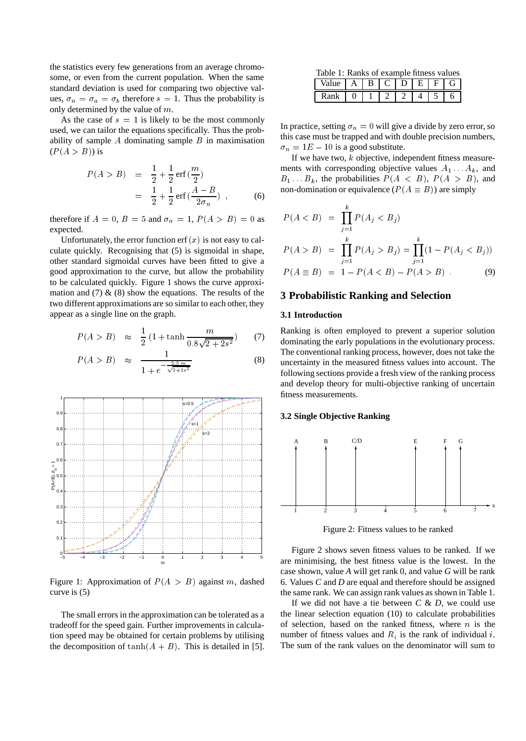the statistics every few generations from an average chromosome, or even from the current population. When the same standard deviation is used for comparing two objective values, $\sigma_n = \sigma_a = \sigma_b$ therefore $s = 1$. Thus the probability is only determined by the value of $m$.

As the case of $s = 1$ is likely to be the most commonly used, we can tailor the equations specifically. Thus the probability of sample $A$ dominating sample $B$ in maximisation ($P(A > B)$) is

$$
\begin{aligned}
P(A > B) &= \frac{1}{2} + \frac{1}{2}\,\mathrm{erf}\,(\frac{m}{2}) \\
&= \frac{1}{2} + \frac{1}{2}\,\mathrm{erf}\,(\frac{A - B}{2\sigma_n}) \ , 
\end{aligned} \qquad (6)
$$

therefore if $A = 0$, $B = 5$ and $\sigma_n = 1$, $P(A > B) = 0$ as expected.

Unfortunately, the error function $\mathrm{erf}\,(x)$ is not easy to calculate quickly. Recognising that (5) is sigmoidal in shape, other standard sigmoidal curves have been fitted to give a good approximation to the curve, but allow the probability to be calculated quickly. Figure 1 shows the curve approximation and (7) & (8) show the equations. The results of the two different approximations are so similar to each other, they appear as a single line on the graph.

$$
P(A > B) \approx \frac{1}{2}\,(1 + \tanh \frac{m}{0.8\sqrt{2 + 2s^2}}) \qquad (7)
$$

$$
P(A > B) \approx \frac{1}{1 + e^{-\frac{2.5\, m}{\sqrt{2+2s^2}}}} \qquad (8)
$$

Figure 1: Approximation of $P(A > B)$ against $m$, dashed curve is (5)

The small errors in the approximation can be tolerated as a tradeoff for the speed gain. Further improvements in calculation speed may be obtained for certain problems by utilising the decomposition of $\tanh(A + B)$. This is detailed in [5].

Table 1: Ranks of example fitness values

| Value | A | B | C | D | E | F | G |
|---|---|---|---|---|---|---|---|
| Rank | 0 | 1 | 2 | 2 | 4 | 5 | 6 |

In practice, setting $\sigma_n = 0$ will give a divide by zero error, so this case must be trapped and with double precision numbers, $\sigma_n = 1E - 10$ is a good substitute.

If we have two, $k$ objective, independent fitness measurements with corresponding objective values $A_1 \ldots A_k$, and $B_1 \ldots B_k$, the probabilities $P(A < B)$, $P(A > B)$, and non-domination or equivalence ($P(A \equiv B)$) are simply

$$
\begin{aligned}
P(A < B) &= \prod_{j=1}^{k} P(A_j < B_j) \\
P(A > B) &= \prod_{j=1}^{k} P(A_j > B_j) = \prod_{j=1}^{k} (1 - P(A_j < B_j)) \\
P(A \equiv B) &= 1 - P(A < B) - P(A > B) \ .
\end{aligned} \qquad (9)
$$

## 3 Probabilistic Ranking and Selection

### 3.1 Introduction

Ranking is often employed to prevent a superior solution dominating the early populations in the evolutionary process. The conventional ranking process, however, does not take the uncertainty in the measured fitness values into account. The following sections provide a fresh view of the ranking process and develop theory for multi-objective ranking of uncertain fitness measurements.

### 3.2 Single Objective Ranking

Figure 2: Fitness values to be ranked

Figure 2 shows seven fitness values to be ranked. If we are minimising, the best fitness value is the lowest. In the case shown, value *A* will get rank 0, and value *G* will be rank 6. Values *C* and *D* are equal and therefore should be assigned the same rank. We can assign rank values as shown in Table 1.

If we did not have a tie between *C* & *D*, we could use the linear selection equation (10) to calculate probabilities of selection, based on the ranked fitness, where $n$ is the number of fitness values and $R_i$ is the rank of individual $i$. The sum of the rank values on the denominator will sum to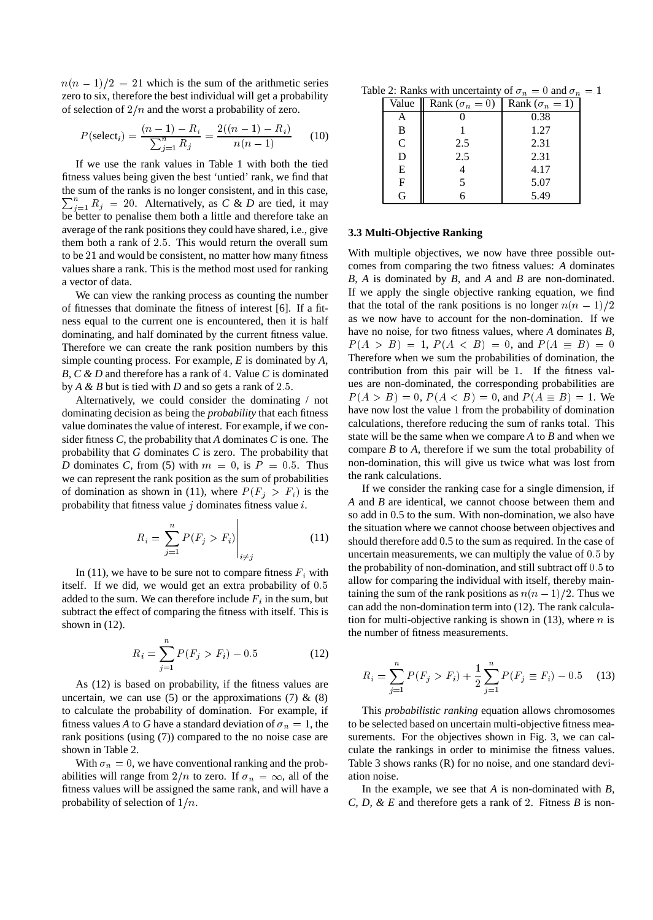$n(n-1)/2 = 21$ which is the sum of the arithmetic series zero to six, therefore the best individual will get a probability of selection of $2/n$ and the worst a probability of zero.

$$P(\text{select}_i) = \frac{(n-1) - R_i}{\sum_{j=1}^{n} R_j} = \frac{2((n-1) - R_i)}{n(n-1)} \quad (10)$$

If we use the rank values in Table 1 with both the tied fitness values being given the best 'untied' rank, we find that the sum of the ranks is no longer consistent, and in this case, $\sum_{j=1}^{n} R_j = 20$. Alternatively, as *C* & *D* are tied, it may be better to penalise them both a little and therefore take an average of the rank positions they could have shared, i.e., give them both a rank of $2.5$. This would return the overall sum to be 21 and would be consistent, no matter how many fitness values share a rank. This is the method most used for ranking a vector of data.

We can view the ranking process as counting the number of fitnesses that dominate the fitness of interest [6]. If a fitness equal to the current one is encountered, then it is half dominating, and half dominated by the current fitness value. Therefore we can create the rank position numbers by this simple counting process. For example, *E* is dominated by *A, B, C & D* and therefore has a rank of $4$. Value *C* is dominated by *A & B* but is tied with *D* and so gets a rank of $2.5$.

Alternatively, we could consider the dominating / not dominating decision as being the *probability* that each fitness value dominates the value of interest. For example, if we consider fitness *C*, the probability that *A* dominates *C* is one. The probability that *G* dominates *C* is zero. The probability that *D* dominates *C*, from (5) with $m = 0$, is $P = 0.5$. Thus we can represent the rank position as the sum of probabilities of domination as shown in (11), where $P(F_j > F_i)$ is the probability that fitness value $j$ dominates fitness value $i$.

$$R_i = \sum_{j=1}^{n} P(F_j > F_i) \Bigg|_{i \neq j} \quad (11)$$

In (11), we have to be sure not to compare fitness $F_i$ with itself. If we did, we would get an extra probability of $0.5$ added to the sum. We can therefore include $F_i$ in the sum, but subtract the effect of comparing the fitness with itself. This is shown in (12).

$$R_i = \sum_{j=1}^{n} P(F_j > F_i) - 0.5 \quad (12)$$

As (12) is based on probability, if the fitness values are uncertain, we can use (5) or the approximations (7) & (8) to calculate the probability of domination. For example, if fitness values *A* to *G* have a standard deviation of $\sigma_n = 1$, the rank positions (using (7)) compared to the no noise case are shown in Table 2.

With $\sigma_n = 0$, we have conventional ranking and the probabilities will range from $2/n$ to zero. If $\sigma_n = \infty$, all of the fitness values will be assigned the same rank, and will have a probability of selection of $1/n$.

Table 2: Ranks with uncertainty of $\sigma_n = 0$ and $\sigma_n = 1$

| Value | Rank ($\sigma_n = 0$) | Rank ($\sigma_n = 1$) |
|---|---|---|
| A | 0 | 0.38 |
| B | 1 | 1.27 |
| C | 2.5 | 2.31 |
| D | 2.5 | 2.31 |
| E | 4 | 4.17 |
| F | 5 | 5.07 |
| G | 6 | 5.49 |

### 3.3 Multi-Objective Ranking

With multiple objectives, we now have three possible outcomes from comparing the two fitness values: *A* dominates *B*, *A* is dominated by *B*, and *A* and *B* are non-dominated. If we apply the single objective ranking equation, we find that the total of the rank positions is no longer $n(n-1)/2$ as we now have to account for the non-domination. If we have no noise, for two fitness values, where *A* dominates *B*, $P(A > B) = 1$, $P(A < B) = 0$, and $P(A \equiv B) = 0$ Therefore when we sum the probabilities of domination, the contribution from this pair will be 1. If the fitness values are non-dominated, the corresponding probabilities are $P(A > B) = 0$, $P(A < B) = 0$, and $P(A \equiv B) = 1$. We have now lost the value 1 from the probability of domination calculations, therefore reducing the sum of ranks total. This state will be the same when we compare *A* to *B* and when we compare *B* to *A*, therefore if we sum the total probability of non-domination, this will give us twice what was lost from the rank calculations.

If we consider the ranking case for a single dimension, if *A* and *B* are identical, we cannot choose between them and so add in 0.5 to the sum. With non-domination, we also have the situation where we cannot choose between objectives and should therefore add 0.5 to the sum as required. In the case of uncertain measurements, we can multiply the value of $0.5$ by the probability of non-domination, and still subtract off $0.5$ to allow for comparing the individual with itself, thereby maintaining the sum of the rank positions as $n(n-1)/2$. Thus we can add the non-domination term into (12). The rank calculation for multi-objective ranking is shown in (13), where $n$ is the number of fitness measurements.

$$R_i = \sum_{j=1}^{n} P(F_j > F_i) + \frac{1}{2} \sum_{j=1}^{n} P(F_j \equiv F_i) - 0.5 \quad (13)$$

This *probabilistic ranking* equation allows chromosomes to be selected based on uncertain multi-objective fitness measurements. For the objectives shown in Fig. 3, we can calculate the rankings in order to minimise the fitness values. Table 3 shows ranks (R) for no noise, and one standard deviation noise.

In the example, we see that *A* is non-dominated with *B, C, D, & E* and therefore gets a rank of $2$. Fitness *B* is non-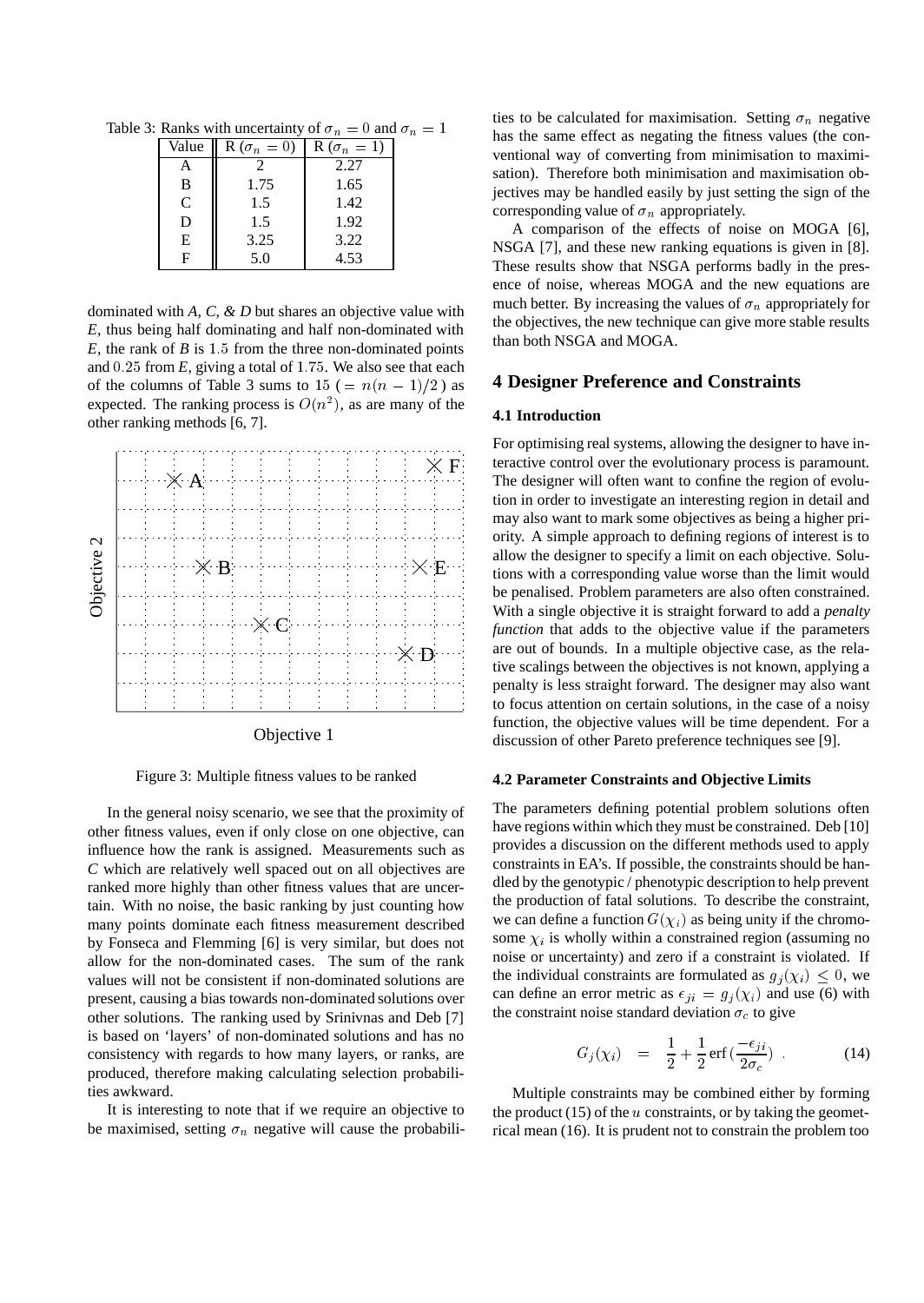Table 3: Ranks with uncertainty of $\sigma_n = 0$ and $\sigma_n = 1$

| Value | R ($\sigma_n = 0$) | R ($\sigma_n = 1$) |
|---|---|---|
| A | 2 | 2.27 |
| B | 1.75 | 1.65 |
| C | 1.5 | 1.42 |
| D | 1.5 | 1.92 |
| E | 3.25 | 3.22 |
| F | 5.0 | 4.53 |

dominated with *A, C, & D* but shares an objective value with *E*, thus being half dominating and half non-dominated with *E*, the rank of *B* is 1.5 from the three non-dominated points and 0.25 from *E*, giving a total of 1.75. We also see that each of the columns of Table 3 sums to 15 ($= n(n-1)/2$) as expected. The ranking process is $O(n^2)$, as are many of the other ranking methods [6, 7].

Figure 3: Multiple fitness values to be ranked

In the general noisy scenario, we see that the proximity of other fitness values, even if only close on one objective, can influence how the rank is assigned. Measurements such as *C* which are relatively well spaced out on all objectives are ranked more highly than other fitness values that are uncertain. With no noise, the basic ranking by just counting how many points dominate each fitness measurement described by Fonseca and Flemming [6] is very similar, but does not allow for the non-dominated cases. The sum of the rank values will not be consistent if non-dominated solutions are present, causing a bias towards non-dominated solutions over other solutions. The ranking used by Srinivnas and Deb [7] is based on 'layers' of non-dominated solutions and has no consistency with regards to how many layers, or ranks, are produced, therefore making calculating selection probabilities awkward.

It is interesting to note that if we require an objective to be maximised, setting $\sigma_n$ negative will cause the probabilities to be calculated for maximisation. Setting $\sigma_n$ negative has the same effect as negating the fitness values (the conventional way of converting from minimisation to maximisation). Therefore both minimisation and maximisation objectives may be handled easily by just setting the sign of the corresponding value of $\sigma_n$ appropriately.

A comparison of the effects of noise on MOGA [6], NSGA [7], and these new ranking equations is given in [8]. These results show that NSGA performs badly in the presence of noise, whereas MOGA and the new equations are much better. By increasing the values of $\sigma_n$ appropriately for the objectives, the new technique can give more stable results than both NSGA and MOGA.

## 4 Designer Preference and Constraints

### 4.1 Introduction

For optimising real systems, allowing the designer to have interactive control over the evolutionary process is paramount. The designer will often want to confine the region of evolution in order to investigate an interesting region in detail and may also want to mark some objectives as being a higher priority. A simple approach to defining regions of interest is to allow the designer to specify a limit on each objective. Solutions with a corresponding value worse than the limit would be penalised. Problem parameters are also often constrained. With a single objective it is straight forward to add a *penalty function* that adds to the objective value if the parameters are out of bounds. In a multiple objective case, as the relative scalings between the objectives is not known, applying a penalty is less straight forward. The designer may also want to focus attention on certain solutions, in the case of a noisy function, the objective values will be time dependent. For a discussion of other Pareto preference techniques see [9].

### 4.2 Parameter Constraints and Objective Limits

The parameters defining potential problem solutions often have regions within which they must be constrained. Deb [10] provides a discussion on the different methods used to apply constraints in EA's. If possible, the constraints should be handled by the genotypic / phenotypic description to help prevent the production of fatal solutions. To describe the constraint, we can define a function $G(\chi_i)$ as being unity if the chromosome $\chi_i$ is wholly within a constrained region (assuming no noise or uncertainty) and zero if a constraint is violated. If the individual constraints are formulated as $g_j(\chi_i) \leq 0$, we can define an error metric as $\epsilon_{ji} = g_j(\chi_i)$ and use (6) with the constraint noise standard deviation $\sigma_c$ to give

$$G_j(\chi_i) = \frac{1}{2} + \frac{1}{2}\operatorname{erf}\left(\frac{-\epsilon_{ji}}{2\sigma_c}\right) . \quad (14)$$

Multiple constraints may be combined either by forming the product (15) of the $u$ constraints, or by taking the geometrical mean (16). It is prudent not to constrain the problem too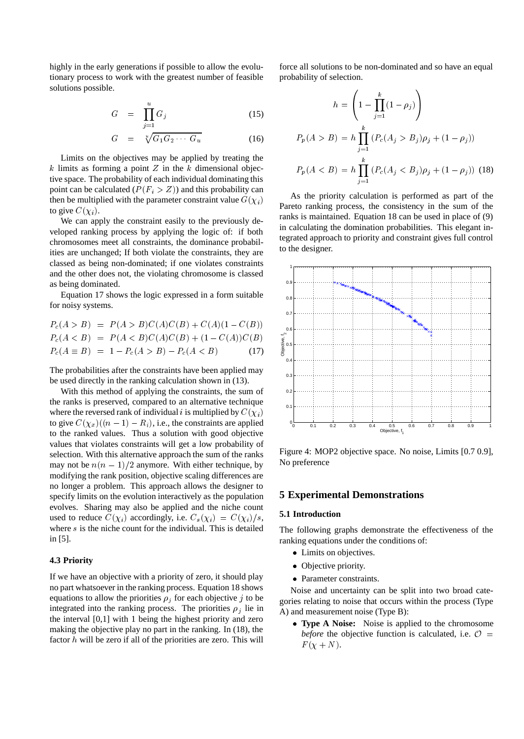highly in the early generations if possible to allow the evolutionary process to work with the greatest number of feasible solutions possible.

$$G = \prod_{j=1}^{u} G_j \tag{15}$$

$$G = \sqrt[u]{G_1 G_2 \cdots G_u} \tag{16}$$

Limits on the objectives may be applied by treating the $k$ limits as forming a point $Z$ in the $k$ dimensional objective space. The probability of each individual dominating this point can be calculated ($P(F_i > Z)$) and this probability can then be multiplied with the parameter constraint value $G(\chi_i)$ to give $C(\chi_i)$.

We can apply the constraint easily to the previously developed ranking process by applying the logic of: if both chromosomes meet all constraints, the dominance probabilities are unchanged; If both violate the constraints, they are classed as being non-dominated; if one violates constraints and the other does not, the violating chromosome is classed as being dominated.

Equation 17 shows the logic expressed in a form suitable for noisy systems.

$$\begin{aligned} P_c(A > B) &= P(A > B)C(A)C(B) + C(A)(1 - C(B)) \\ P_c(A < B) &= P(A < B)C(A)C(B) + (1 - C(A))C(B) \\ P_c(A \equiv B) &= 1 - P_c(A > B) - P_c(A < B) \end{aligned} \tag{17}$$

The probabilities after the constraints have been applied may be used directly in the ranking calculation shown in (13).

With this method of applying the constraints, the sum of the ranks is preserved, compared to an alternative technique where the reversed rank of individual $i$ is multiplied by $C(\chi_i)$ to give $C(\chi_x)((n-1) - R_i)$, i.e., the constraints are applied to the ranked values. Thus a solution with good objective values that violates constraints will get a low probability of selection. With this alternative approach the sum of the ranks may not be $n(n-1)/2$ anymore. With either technique, by modifying the rank position, objective scaling differences are no longer a problem. This approach allows the designer to specify limits on the evolution interactively as the population evolves. Sharing may also be applied and the niche count used to reduce $C(\chi_i)$ accordingly, i.e. $C_s(\chi_i) = C(\chi_i)/s$, where $s$ is the niche count for the individual. This is detailed in [5].

### 4.3 Priority

If we have an objective with a priority of zero, it should play no part whatsoever in the ranking process. Equation 18 shows equations to allow the priorities $\rho_j$ for each objective $j$ to be integrated into the ranking process. The priorities $\rho_j$ lie in the interval [0,1] with 1 being the highest priority and zero making the objective play no part in the ranking. In (18), the factor $h$ will be zero if all of the priorities are zero. This will force all solutions to be non-dominated and so have an equal probability of selection.

$$\begin{aligned} h &= \left(1 - \prod_{j=1}^{k}(1 - \rho_j)\right) \\ P_p(A > B) &= h \prod_{j=1}^{k} \left(P_c(A_j > B_j)\rho_j + (1 - \rho_j)\right) \\ P_p(A < B) &= h \prod_{j=1}^{k} \left(P_c(A_j < B_j)\rho_j + (1 - \rho_j)\right) \end{aligned} \tag{18}$$

As the priority calculation is performed as part of the Pareto ranking process, the consistency in the sum of the ranks is maintained. Equation 18 can be used in place of (9) in calculating the domination probabilities. This elegant integrated approach to priority and constraint gives full control to the designer.

Figure 4: MOP2 objective space. No noise, Limits [0.7 0.9], No preference

## 5 Experimental Demonstrations

### 5.1 Introduction

The following graphs demonstrate the effectiveness of the ranking equations under the conditions of:

- Limits on objectives.
- Objective priority.
- Parameter constraints.

Noise and uncertainty can be split into two broad categories relating to noise that occurs within the process (Type A) and measurement noise (Type B):

- **Type A Noise:** Noise is applied to the chromosome *before* the objective function is calculated, i.e. $\mathcal{O} = F(\chi + N)$.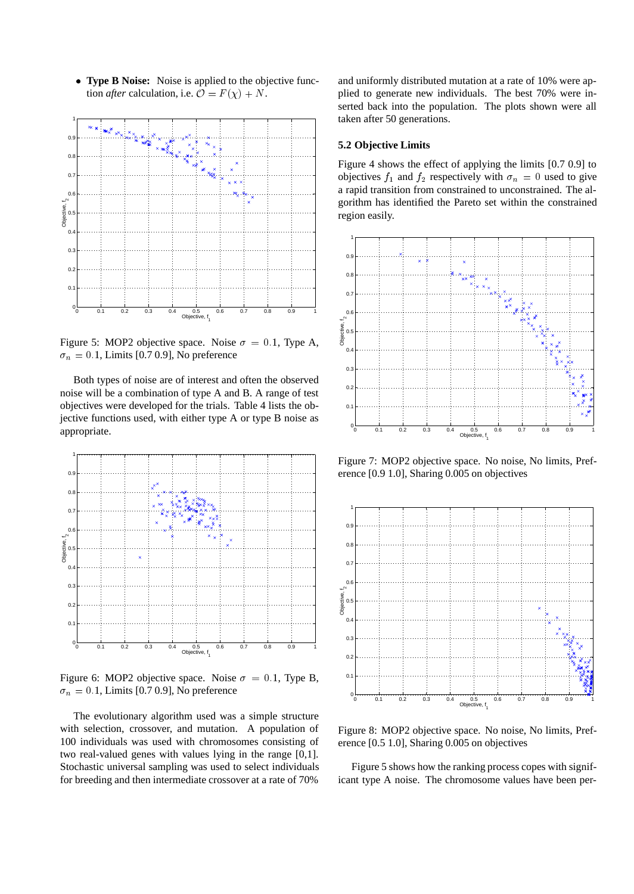- **Type B Noise:** Noise is applied to the objective function *after* calculation, i.e. $\mathcal{O} = F(\chi) + N$.

Figure 5: MOP2 objective space. Noise $\sigma = 0.1$, Type A, $\sigma_n = 0.1$, Limits [0.7 0.9], No preference

Both types of noise are of interest and often the observed noise will be a combination of type A and B. A range of test objectives were developed for the trials. Table 4 lists the objective functions used, with either type A or type B noise as appropriate.

Figure 6: MOP2 objective space. Noise $\sigma = 0.1$, Type B, $\sigma_n = 0.1$, Limits [0.7 0.9], No preference

The evolutionary algorithm used was a simple structure with selection, crossover, and mutation. A population of 100 individuals was used with chromosomes consisting of two real-valued genes with values lying in the range [0,1]. Stochastic universal sampling was used to select individuals for breeding and then intermediate crossover at a rate of 70% and uniformly distributed mutation at a rate of 10% were applied to generate new individuals. The best 70% were inserted back into the population. The plots shown were all taken after 50 generations.

### 5.2 Objective Limits

Figure 4 shows the effect of applying the limits [0.7 0.9] to objectives $f_1$ and $f_2$ respectively with $\sigma_n = 0$ used to give a rapid transition from constrained to unconstrained. The algorithm has identified the Pareto set within the constrained region easily.

Figure 7: MOP2 objective space. No noise, No limits, Preference [0.9 1.0], Sharing 0.005 on objectives

Figure 8: MOP2 objective space. No noise, No limits, Preference [0.5 1.0], Sharing 0.005 on objectives

Figure 5 shows how the ranking process copes with significant type A noise. The chromosome values have been per-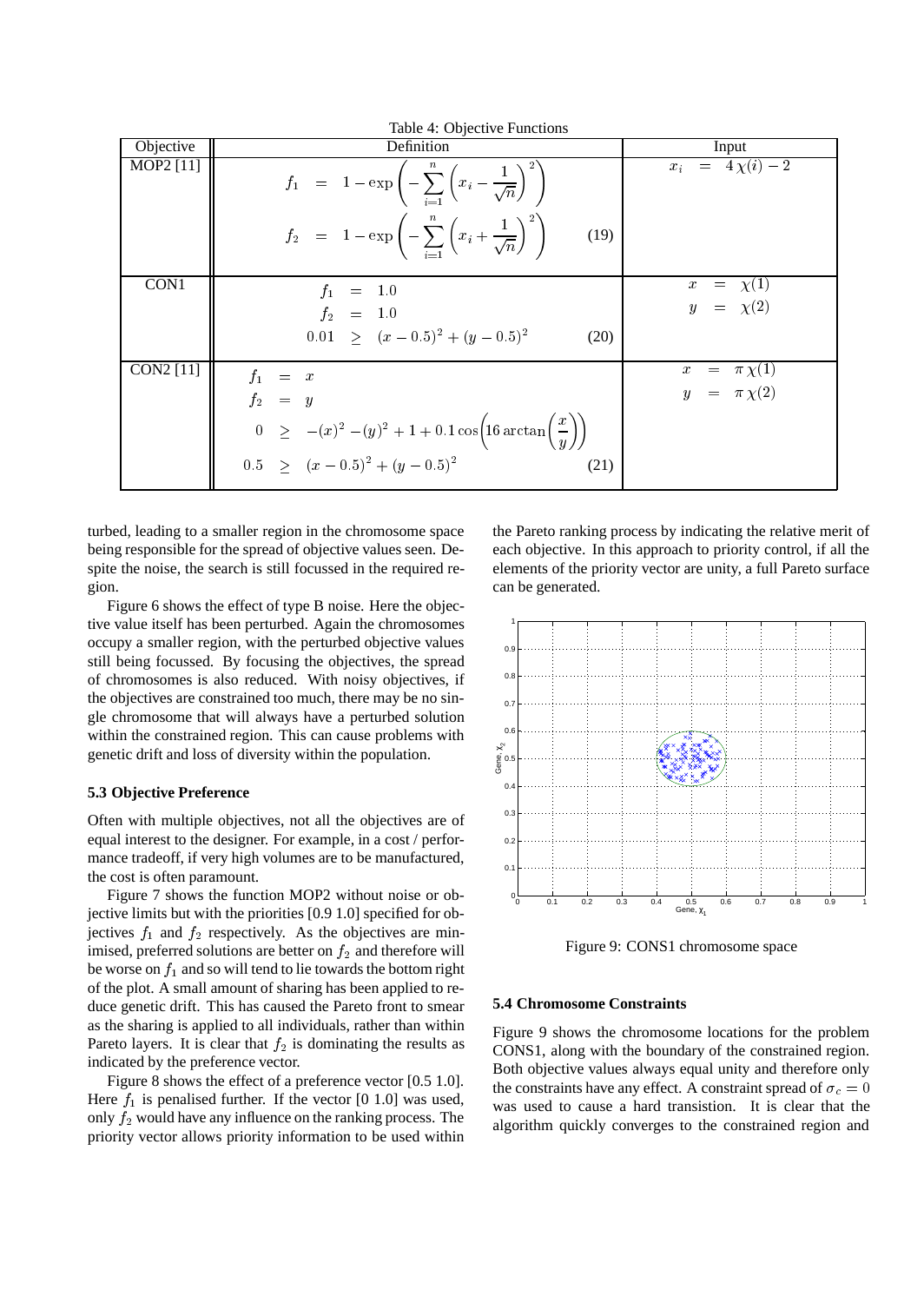Table 4: Objective Functions

| Objective | Definition | Input |
|---|---|---|
| MOP2 [11] | $$f_1 = 1 - \exp\left(-\sum_{i=1}^{n}\left(x_i - \frac{1}{\sqrt{n}}\right)^2\right)$$ $$f_2 = 1 - \exp\left(-\sum_{i=1}^{n}\left(x_i + \frac{1}{\sqrt{n}}\right)^2\right) \quad (19)$$ | $x_i = 4\chi(i) - 2$ |
| CON1 | $f_1 = 1.0$ <br> $f_2 = 1.0$ <br> $0.01 \geq (x-0.5)^2 + (y-0.5)^2 \quad (20)$ | $x = \chi(1)$ <br> $y = \chi(2)$ |
| CON2 [11] | $f_1 = x$ <br> $f_2 = y$ <br> $0 \geq -(x)^2 - (y)^2 + 1 + 0.1\cos\left(16\arctan\left(\frac{x}{y}\right)\right)$ <br> $0.5 \geq (x-0.5)^2 + (y-0.5)^2 \quad (21)$ | $x = \pi\chi(1)$ <br> $y = \pi\chi(2)$ |

turbed, leading to a smaller region in the chromosome space being responsible for the spread of objective values seen. Despite the noise, the search is still focussed in the required region.

Figure 6 shows the effect of type B noise. Here the objective value itself has been perturbed. Again the chromosomes occupy a smaller region, with the perturbed objective values still being focussed. By focusing the objectives, the spread of chromosomes is also reduced. With noisy objectives, if the objectives are constrained too much, there may be no single chromosome that will always have a perturbed solution within the constrained region. This can cause problems with genetic drift and loss of diversity within the population.

### 5.3 Objective Preference

Often with multiple objectives, not all the objectives are of equal interest to the designer. For example, in a cost / performance tradeoff, if very high volumes are to be manufactured, the cost is often paramount.

Figure 7 shows the function MOP2 without noise or objective limits but with the priorities [0.9 1.0] specified for objectives $f_1$ and $f_2$ respectively. As the objectives are minimised, preferred solutions are better on $f_2$ and therefore will be worse on $f_1$ and so will tend to lie towards the bottom right of the plot. A small amount of sharing has been applied to reduce genetic drift. This has caused the Pareto front to smear as the sharing is applied to all individuals, rather than within Pareto layers. It is clear that $f_2$ is dominating the results as indicated by the preference vector.

Figure 8 shows the effect of a preference vector [0.5 1.0]. Here $f_1$ is penalised further. If the vector [0 1.0] was used, only $f_2$ would have any influence on the ranking process. The priority vector allows priority information to be used within the Pareto ranking process by indicating the relative merit of each objective. In this approach to priority control, if all the elements of the priority vector are unity, a full Pareto surface can be generated.

Figure 9: CONS1 chromosome space

### 5.4 Chromosome Constraints

Figure 9 shows the chromosome locations for the problem CONS1, along with the boundary of the constrained region. Both objective values always equal unity and therefore only the constraints have any effect. A constraint spread of $\sigma_c = 0$ was used to cause a hard transistion. It is clear that the algorithm quickly converges to the constrained region and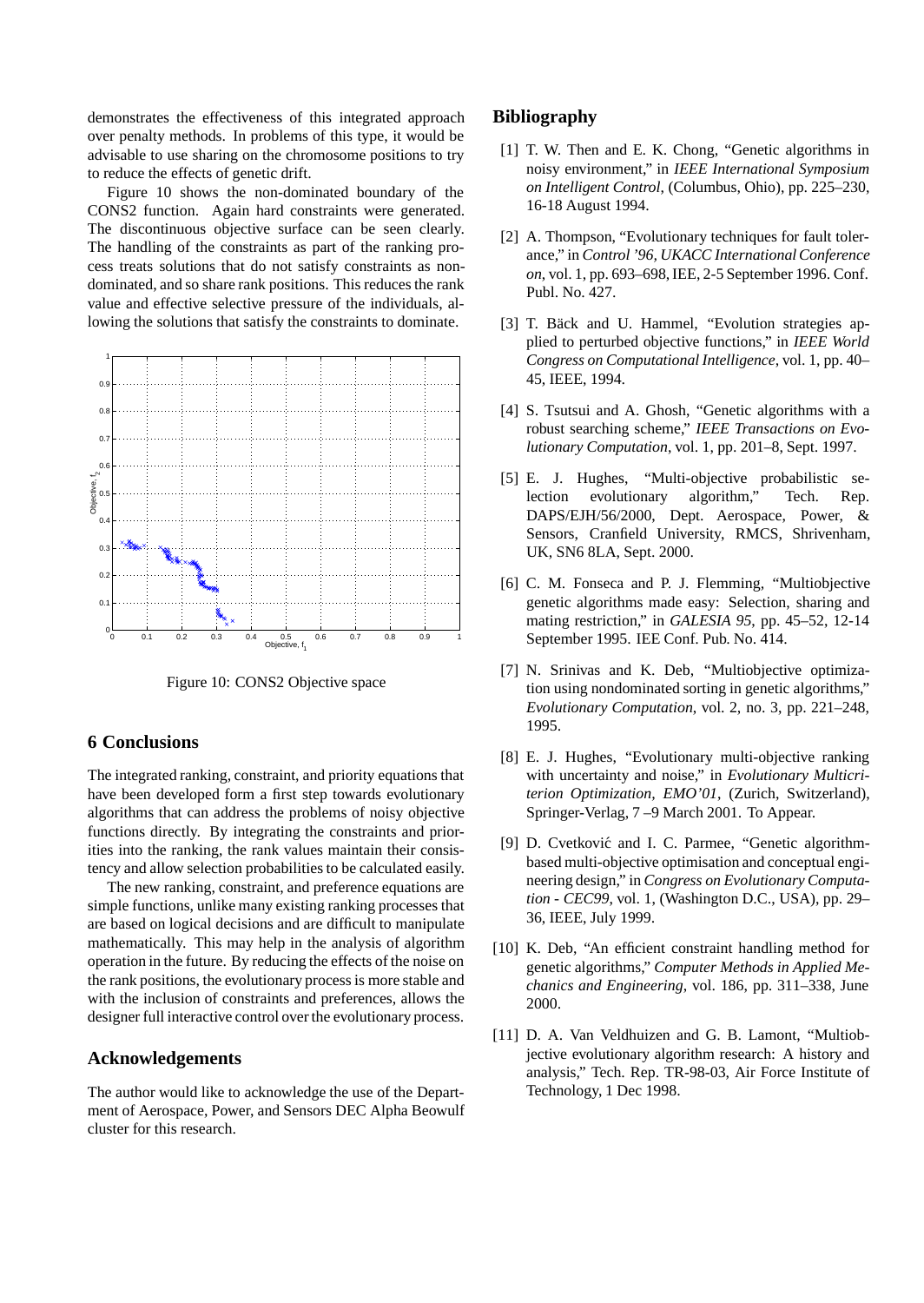demonstrates the effectiveness of this integrated approach over penalty methods. In problems of this type, it would be advisable to use sharing on the chromosome positions to try to reduce the effects of genetic drift.

Figure 10 shows the non-dominated boundary of the CONS2 function. Again hard constraints were generated. The discontinuous objective surface can be seen clearly. The handling of the constraints as part of the ranking process treats solutions that do not satisfy constraints as non-dominated, and so share rank positions. This reduces the rank value and effective selective pressure of the individuals, allowing the solutions that satisfy the constraints to dominate.

Objective, $f_2$
Objective, $f_1$
0 0.1 0.2 0.3 0.4 0.5 0.6 0.7 0.8 0.9 1

Figure 10: CONS2 Objective space

## 6 Conclusions

The integrated ranking, constraint, and priority equations that have been developed form a first step towards evolutionary algorithms that can address the problems of noisy objective functions directly. By integrating the constraints and priorities into the ranking, the rank values maintain their consistency and allow selection probabilities to be calculated easily.

The new ranking, constraint, and preference equations are simple functions, unlike many existing ranking processes that are based on logical decisions and are difficult to manipulate mathematically. This may help in the analysis of algorithm operation in the future. By reducing the effects of the noise on the rank positions, the evolutionary process is more stable and with the inclusion of constraints and preferences, allows the designer full interactive control over the evolutionary process.

## Acknowledgements

The author would like to acknowledge the use of the Department of Aerospace, Power, and Sensors DEC Alpha Beowulf cluster for this research.

## Bibliography

[1] T. W. Then and E. K. Chong, "Genetic algorithms in noisy environment," in *IEEE International Symposium on Intelligent Control*, (Columbus, Ohio), pp. 225–230, 16-18 August 1994.

[2] A. Thompson, "Evolutionary techniques for fault tolerance," in *Control '96, UKACC International Conference on*, vol. 1, pp. 693–698, IEE, 2-5 September 1996. Conf. Publ. No. 427.

[3] T. Bäck and U. Hammel, "Evolution strategies applied to perturbed objective functions," in *IEEE World Congress on Computational Intelligence*, vol. 1, pp. 40–45, IEEE, 1994.

[4] S. Tsutsui and A. Ghosh, "Genetic algorithms with a robust searching scheme," *IEEE Transactions on Evolutionary Computation*, vol. 1, pp. 201–8, Sept. 1997.

[5] E. J. Hughes, "Multi-objective probabilistic selection evolutionary algorithm," Tech. Rep. DAPS/EJH/56/2000, Dept. Aerospace, Power, & Sensors, Cranfield University, RMCS, Shrivenham, UK, SN6 8LA, Sept. 2000.

[6] C. M. Fonseca and P. J. Flemming, "Multiobjective genetic algorithms made easy: Selection, sharing and mating restriction," in *GALESIA 95*, pp. 45–52, 12-14 September 1995. IEE Conf. Pub. No. 414.

[7] N. Srinivas and K. Deb, "Multiobjective optimization using nondominated sorting in genetic algorithms," *Evolutionary Computation*, vol. 2, no. 3, pp. 221–248, 1995.

[8] E. J. Hughes, "Evolutionary multi-objective ranking with uncertainty and noise," in *Evolutionary Multicriterion Optimization, EMO'01*, (Zurich, Switzerland), Springer-Verlag, 7 –9 March 2001. To Appear.

[9] D. Cvetković and I. C. Parmee, "Genetic algorithm-based multi-objective optimisation and conceptual engineering design," in *Congress on Evolutionary Computation - CEC99*, vol. 1, (Washington D.C., USA), pp. 29–36, IEEE, July 1999.

[10] K. Deb, "An efficient constraint handling method for genetic algorithms," *Computer Methods in Applied Mechanics and Engineering*, vol. 186, pp. 311–338, June 2000.

[11] D. A. Van Veldhuizen and G. B. Lamont, "Multiobjective evolutionary algorithm research: A history and analysis," Tech. Rep. TR-98-03, Air Force Institute of Technology, 1 Dec 1998.